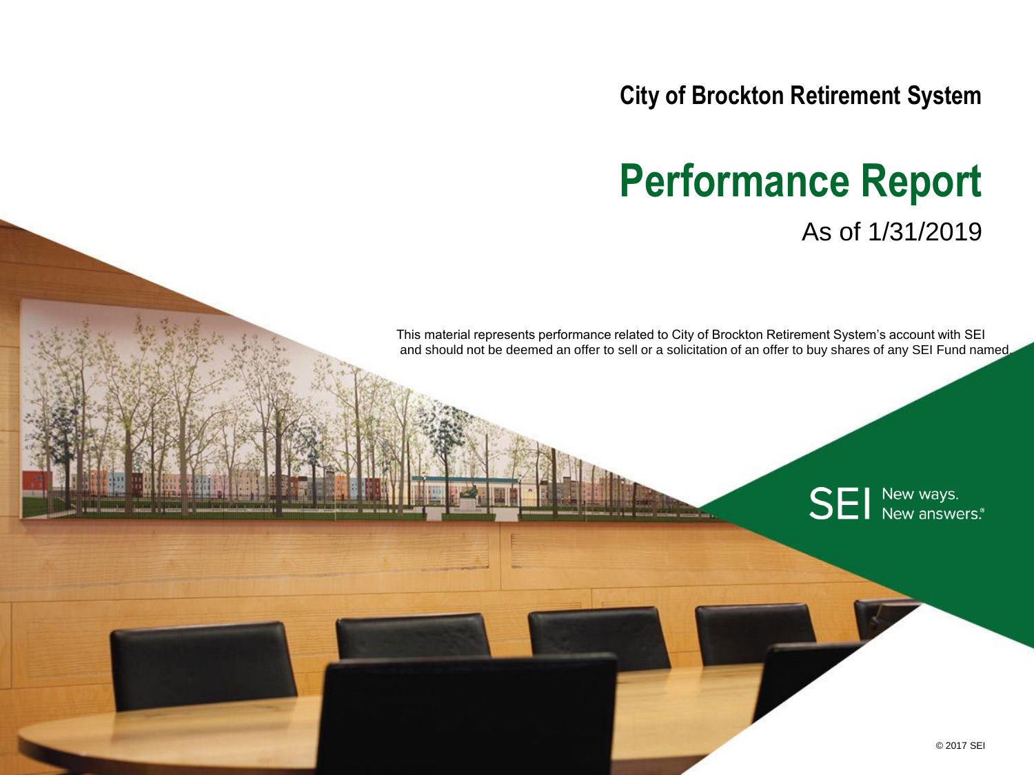**City of Brockton Retirement System**

# Performance Report

As of 1/31/2019

This material represents performance related to City of Brockton Retirement System's account with SEI and should not be deemed an offer to sell or a solicitation of an offer to buy shares of any SEI Fund named.

SEI New ways. New answers.®

© 2017 SEI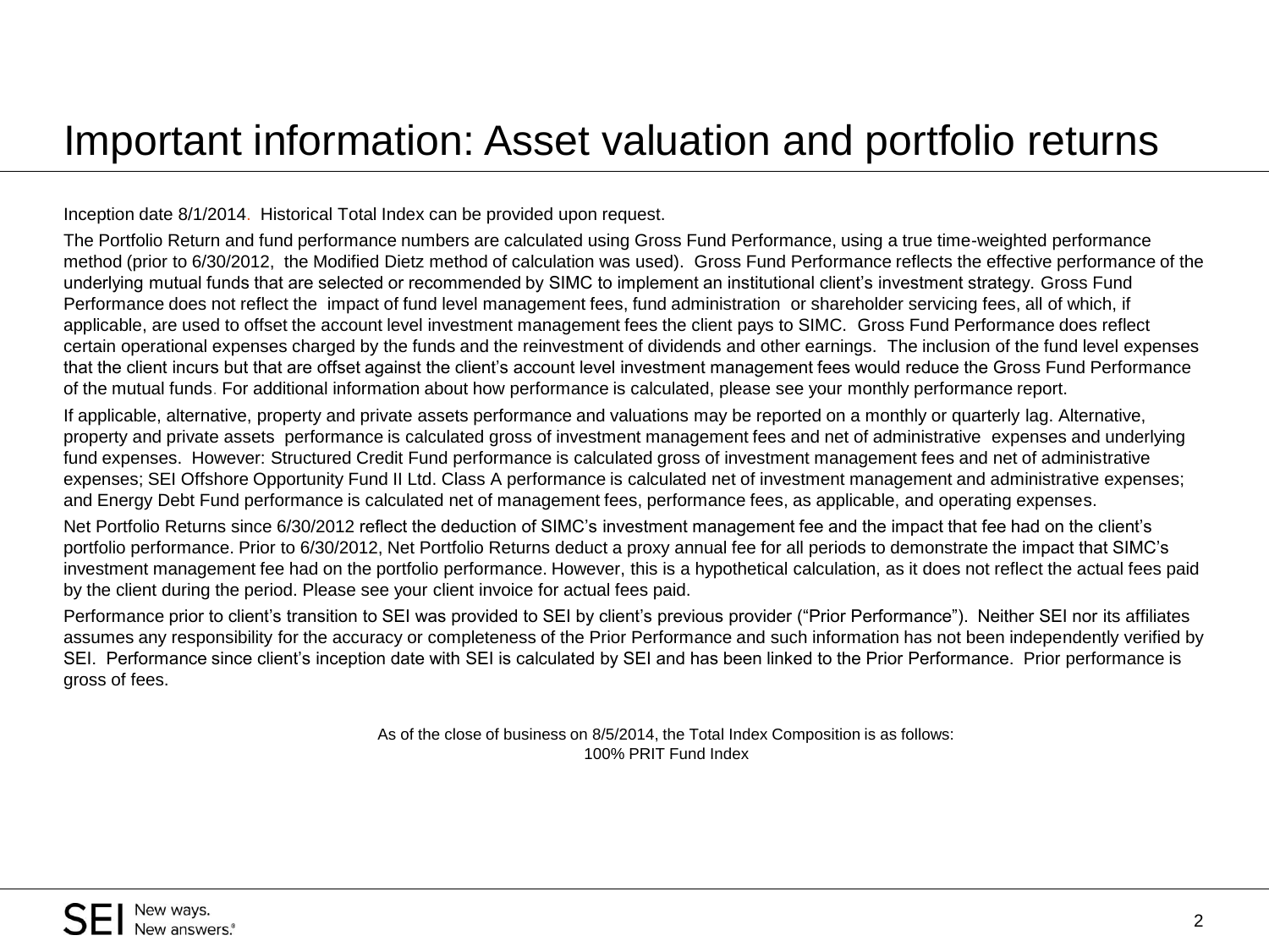# Important information: Asset valuation and portfolio returns

Inception date 8/1/2014. Historical Total Index can be provided upon request.

The Portfolio Return and fund performance numbers are calculated using Gross Fund Performance, using a true time-weighted performance method (prior to 6/30/2012, the Modified Dietz method of calculation was used). Gross Fund Performance reflects the effective performance of the underlying mutual funds that are selected or recommended by SIMC to implement an institutional client's investment strategy. Gross Fund Performance does not reflect the impact of fund level management fees, fund administration or shareholder servicing fees, all of which, if applicable, are used to offset the account level investment management fees the client pays to SIMC. Gross Fund Performance does reflect certain operational expenses charged by the funds and the reinvestment of dividends and other earnings. The inclusion of the fund level expenses that the client incurs but that are offset against the client's account level investment management fees would reduce the Gross Fund Performance of the mutual funds. For additional information about how performance is calculated, please see your monthly performance report.

If applicable, alternative, property and private assets performance and valuations may be reported on a monthly or quarterly lag. Alternative, property and private assets performance is calculated gross of investment management fees and net of administrative expenses and underlying fund expenses. However: Structured Credit Fund performance is calculated gross of investment management fees and net of administrative expenses; SEI Offshore Opportunity Fund II Ltd. Class A performance is calculated net of investment management and administrative expenses; and Energy Debt Fund performance is calculated net of management fees, performance fees, as applicable, and operating expenses.

Net Portfolio Returns since 6/30/2012 reflect the deduction of SIMC's investment management fee and the impact that fee had on the client's portfolio performance. Prior to 6/30/2012, Net Portfolio Returns deduct a proxy annual fee for all periods to demonstrate the impact that SIMC's investment management fee had on the portfolio performance. However, this is a hypothetical calculation, as it does not reflect the actual fees paid by the client during the period. Please see your client invoice for actual fees paid.

Performance prior to client's transition to SEI was provided to SEI by client's previous provider ("Prior Performance"). Neither SEI nor its affiliates assumes any responsibility for the accuracy or completeness of the Prior Performance and such information has not been independently verified by SEI. Performance since client's inception date with SEI is calculated by SEI and has been linked to the Prior Performance. Prior performance is gross of fees.

As of the close of business on 8/5/2014, the Total Index Composition is as follows:
100% PRIT Fund Index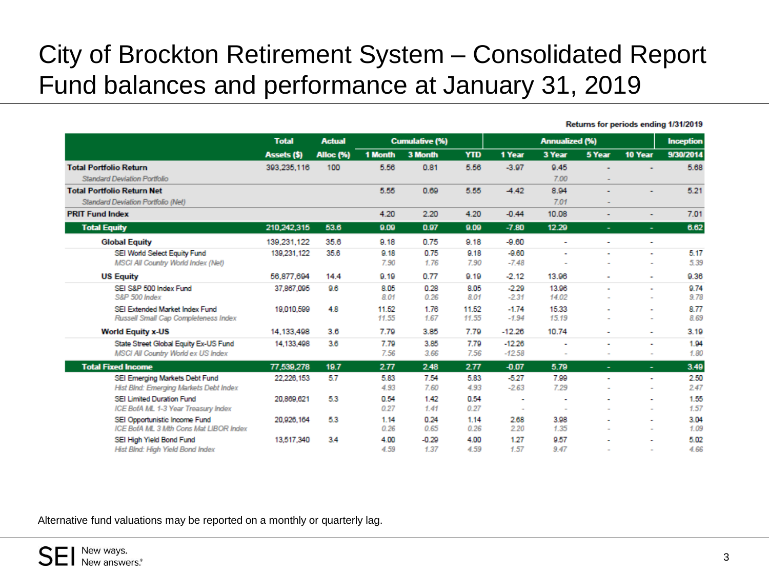# City of Brockton Retirement System – Consolidated Report Fund balances and performance at January 31, 2019

Returns for periods ending 1/31/2019

| | Total | Actual | Cumulative (%) | | | Annualized (%) | | | | Inception |
|---|---|---|---|---|---|---|---|---|---|---|
| | Assets ($) | Alloc (%) | 1 Month | 3 Month | YTD | 1 Year | 3 Year | 5 Year | 10 Year | 9/30/2014 |
| **Total Portfolio Return** | 393,235,116 | 100 | 5.56 | 0.81 | 5.56 | -3.97 | 9.45 | - | - | 5.68 |
| *Standard Deviation Portfolio* | | | | | | | *7.00* | - | | |
| **Total Portfolio Return Net** | | | 5.55 | 0.69 | 5.55 | -4.42 | 8.94 | - | - | 5.21 |
| *Standard Deviation Portfolio (Net)* | | | | | | | *7.01* | - | | |
| **PRIT Fund Index** | | | 4.20 | 2.20 | 4.20 | -0.44 | 10.08 | - | - | 7.01 |
| **Total Equity** | 210,242,315 | 53.6 | 9.09 | 0.97 | 9.09 | -7.80 | 12.29 | - | - | 6.62 |
| **Global Equity** | 139,231,122 | 35.6 | 9.18 | 0.75 | 9.18 | -9.60 | - | - | - | |
| SEI World Select Equity Fund | 139,231,122 | 35.6 | 9.18 | 0.75 | 9.18 | -9.60 | - | - | - | 5.17 |
| *MSCI All Country World Index (Net)* | | | *7.90* | *1.76* | *7.90* | *-7.48* | - | - | - | *5.39* |
| **US Equity** | 56,877,694 | 14.4 | 9.19 | 0.77 | 9.19 | -2.12 | 13.96 | - | - | 9.36 |
| SEI S&P 500 Index Fund | 37,867,095 | 9.6 | 8.05 | 0.28 | 8.05 | -2.29 | 13.96 | - | - | 9.74 |
| *S&P 500 Index* | | | *8.01* | *0.26* | *8.01* | *-2.31* | *14.02* | - | - | *9.78* |
| SEI Extended Market Index Fund | 19,010,599 | 4.8 | 11.52 | 1.76 | 11.52 | -1.74 | 15.33 | - | - | 8.77 |
| *Russell Small Cap Completeness Index* | | | *11.55* | *1.67* | *11.55* | *-1.94* | *15.19* | - | - | *8.69* |
| **World Equity x-US** | 14,133,498 | 3.6 | 7.79 | 3.85 | 7.79 | -12.26 | 10.74 | - | - | 3.19 |
| State Street Global Equity Ex-US Fund | 14,133,498 | 3.6 | 7.79 | 3.85 | 7.79 | -12.26 | - | - | - | 1.94 |
| *MSCI All Country World ex US Index* | | | *7.56* | *3.66* | *7.56* | *-12.58* | - | - | - | *1.80* |
| **Total Fixed Income** | 77,539,278 | 19.7 | 2.77 | 2.48 | 2.77 | -0.07 | 5.79 | - | - | 3.49 |
| SEI Emerging Markets Debt Fund | 22,226,153 | 5.7 | 5.83 | 7.54 | 5.83 | -5.27 | 7.99 | - | - | 2.50 |
| *Hist Blnd: Emerging Markets Debt Index* | | | *4.93* | *7.60* | *4.93* | *-2.63* | *7.29* | - | - | *2.47* |
| SEI Limited Duration Fund | 20,869,621 | 5.3 | 0.54 | 1.42 | 0.54 | - | - | - | - | 1.55 |
| *ICE BofA ML 1-3 Year Treasury Index* | | | *0.27* | *1.41* | *0.27* | - | - | - | - | *1.57* |
| SEI Opportunistic Income Fund | 20,926,164 | 5.3 | 1.14 | 0.24 | 1.14 | 2.68 | 3.98 | - | - | 3.04 |
| *ICE BofA ML 3 Mth Cons Mat LIBOR Index* | | | *0.26* | *0.65* | *0.26* | *2.20* | *1.35* | - | - | *1.09* |
| SEI High Yield Bond Fund | 13,517,340 | 3.4 | 4.00 | -0.29 | 4.00 | 1.27 | 9.57 | - | - | 5.02 |
| *Hist Blnd: High Yield Bond Index* | | | *4.59* | *1.37* | *4.59* | *1.57* | *9.47* | - | - | *4.66* |

Alternative fund valuations may be reported on a monthly or quarterly lag.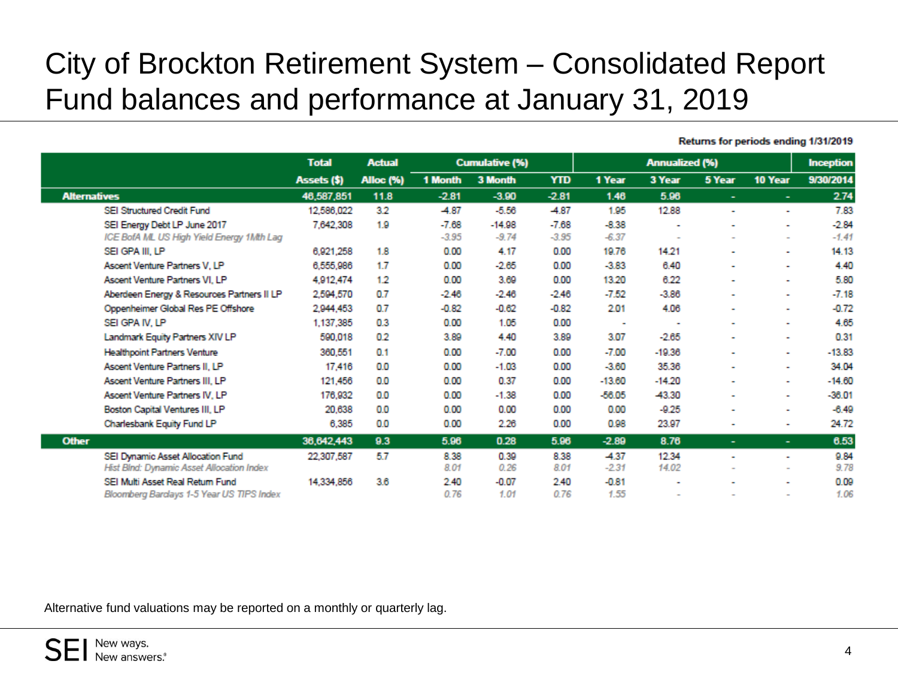# City of Brockton Retirement System – Consolidated Report Fund balances and performance at January 31, 2019

Returns for periods ending 1/31/2019

| | Total | Actual | Cumulative (%) | | | Annualized (%) | | | | Inception |
|---|---|---|---|---|---|---|---|---|---|---|
| | Assets ($) | Alloc (%) | 1 Month | 3 Month | YTD | 1 Year | 3 Year | 5 Year | 10 Year | 9/30/2014 |
| **Alternatives** | 46,587,851 | 11.8 | -2.81 | -3.90 | -2.81 | 1.46 | 5.96 | - | - | 2.74 |
| SEI Structured Credit Fund | 12,586,022 | 3.2 | -4.87 | -5.56 | -4.87 | 1.95 | 12.88 | - | - | 7.83 |
| SEI Energy Debt LP June 2017 | 7,642,308 | 1.9 | -7.68 | -14.98 | -7.68 | -8.38 | - | - | - | -2.84 |
| *ICE BofA ML US High Yield Energy 1Mth Lag* | | | *-3.95* | *-9.74* | *-3.95* | *-6.37* | - | - | - | *-1.41* |
| SEI GPA III, LP | 6,921,258 | 1.8 | 0.00 | 4.17 | 0.00 | 19.76 | 14.21 | - | - | 14.13 |
| Ascent Venture Partners V, LP | 6,555,986 | 1.7 | 0.00 | -2.65 | 0.00 | -3.83 | 6.40 | - | - | 4.40 |
| Ascent Venture Partners VI, LP | 4,912,474 | 1.2 | 0.00 | 3.69 | 0.00 | 13.20 | 6.22 | - | - | 5.80 |
| Aberdeen Energy & Resources Partners II LP | 2,594,570 | 0.7 | -2.46 | -2.46 | -2.46 | -7.52 | -3.86 | - | - | -7.18 |
| Oppenheimer Global Res PE Offshore | 2,944,453 | 0.7 | -0.82 | -0.62 | -0.82 | 2.01 | 4.06 | - | - | -0.72 |
| SEI GPA IV, LP | 1,137,385 | 0.3 | 0.00 | 1.05 | 0.00 | - | - | - | - | 4.65 |
| Landmark Equity Partners XIV LP | 590,018 | 0.2 | 3.89 | 4.40 | 3.89 | 3.07 | -2.65 | - | - | 0.31 |
| Healthpoint Partners Venture | 360,551 | 0.1 | 0.00 | -7.00 | 0.00 | -7.00 | -19.36 | - | - | -13.83 |
| Ascent Venture Partners II, LP | 17,416 | 0.0 | 0.00 | -1.03 | 0.00 | -3.60 | 35.36 | - | - | 34.04 |
| Ascent Venture Partners III, LP | 121,456 | 0.0 | 0.00 | 0.37 | 0.00 | -13.60 | -14.20 | - | - | -14.60 |
| Ascent Venture Partners IV, LP | 176,932 | 0.0 | 0.00 | -1.38 | 0.00 | -56.05 | -43.30 | - | - | -36.01 |
| Boston Capital Ventures III, LP | 20,638 | 0.0 | 0.00 | 0.00 | 0.00 | 0.00 | -9.25 | - | - | -6.49 |
| Charlesbank Equity Fund LP | 6,385 | 0.0 | 0.00 | 2.26 | 0.00 | 0.98 | 23.97 | - | - | 24.72 |
| **Other** | 36,642,443 | 9.3 | 5.96 | 0.28 | 5.96 | -2.89 | 8.76 | - | - | 6.53 |
| SEI Dynamic Asset Allocation Fund | 22,307,587 | 5.7 | 8.38 | 0.39 | 8.38 | -4.37 | 12.34 | - | - | 9.84 |
| *Hist Blnd: Dynamic Asset Allocation Index* | | | *8.01* | *0.26* | *8.01* | *-2.31* | *14.02* | - | - | *9.78* |
| SEI Multi Asset Real Return Fund | 14,334,856 | 3.6 | 2.40 | -0.07 | 2.40 | -0.81 | - | - | - | 0.09 |
| *Bloomberg Barclays 1-5 Year US TIPS Index* | | | *0.76* | *1.01* | *0.76* | *1.55* | - | - | - | *1.06* |

Alternative fund valuations may be reported on a monthly or quarterly lag.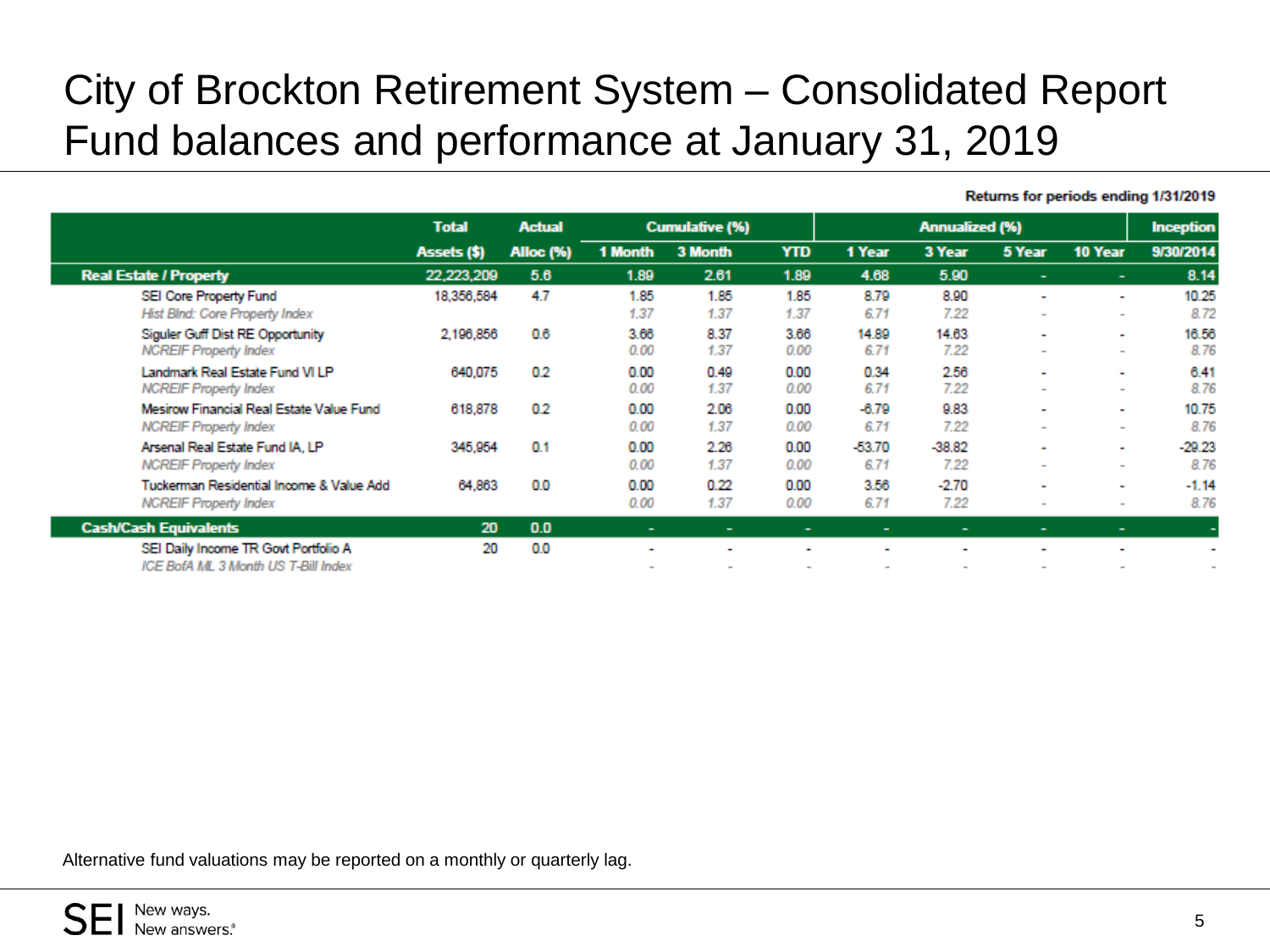# City of Brockton Retirement System – Consolidated Report
## Fund balances and performance at January 31, 2019

Returns for periods ending 1/31/2019

| | Total | Actual | Cumulative (%) | | | Annualized (%) | | | | Inception |
|---|---|---|---|---|---|---|---|---|---|---|
| | Assets ($) | Alloc (%) | 1 Month | 3 Month | YTD | 1 Year | 3 Year | 5 Year | 10 Year | 9/30/2014 |
| **Real Estate / Property** | 22,223,209 | 5.6 | 1.89 | 2.61 | 1.89 | 4.68 | 5.90 | - | - | 8.14 |
| SEI Core Property Fund | 18,356,584 | 4.7 | 1.85 | 1.85 | 1.85 | 8.79 | 8.90 | - | - | 10.25 |
| *Hist Blnd: Core Property Index* | | | *1.37* | *1.37* | *1.37* | *6.71* | *7.22* | - | - | *8.72* |
| Siguler Guff Dist RE Opportunity | 2,196,856 | 0.6 | 3.66 | 8.37 | 3.66 | 14.89 | 14.63 | - | - | 16.56 |
| *NCREIF Property Index* | | | *0.00* | *1.37* | *0.00* | *6.71* | *7.22* | - | - | *8.76* |
| Landmark Real Estate Fund VI LP | 640,075 | 0.2 | 0.00 | 0.49 | 0.00 | 0.34 | 2.56 | - | - | 6.41 |
| *NCREIF Property Index* | | | *0.00* | *1.37* | *0.00* | *6.71* | *7.22* | - | - | *8.76* |
| Mesirow Financial Real Estate Value Fund | 618,878 | 0.2 | 0.00 | 2.06 | 0.00 | -6.79 | 9.83 | - | - | 10.75 |
| *NCREIF Property Index* | | | *0.00* | *1.37* | *0.00* | *6.71* | *7.22* | - | - | *8.76* |
| Arsenal Real Estate Fund IA, LP | 345,954 | 0.1 | 0.00 | 2.26 | 0.00 | -53.70 | -38.82 | - | - | -29.23 |
| *NCREIF Property Index* | | | *0.00* | *1.37* | *0.00* | *6.71* | *7.22* | - | - | *8.76* |
| Tuckerman Residential Income & Value Add | 64,863 | 0.0 | 0.00 | 0.22 | 0.00 | 3.56 | -2.70 | - | - | -1.14 |
| *NCREIF Property Index* | | | *0.00* | *1.37* | *0.00* | *6.71* | *7.22* | - | - | *8.76* |
| **Cash/Cash Equivalents** | 20 | 0.0 | - | - | - | - | - | - | - | - |
| SEI Daily Income TR Govt Portfolio A | 20 | 0.0 | - | - | - | - | - | - | - | - |
| *ICE BofA ML 3 Month US T-Bill Index* | | | - | - | - | - | - | - | - | - |

Alternative fund valuations may be reported on a monthly or quarterly lag.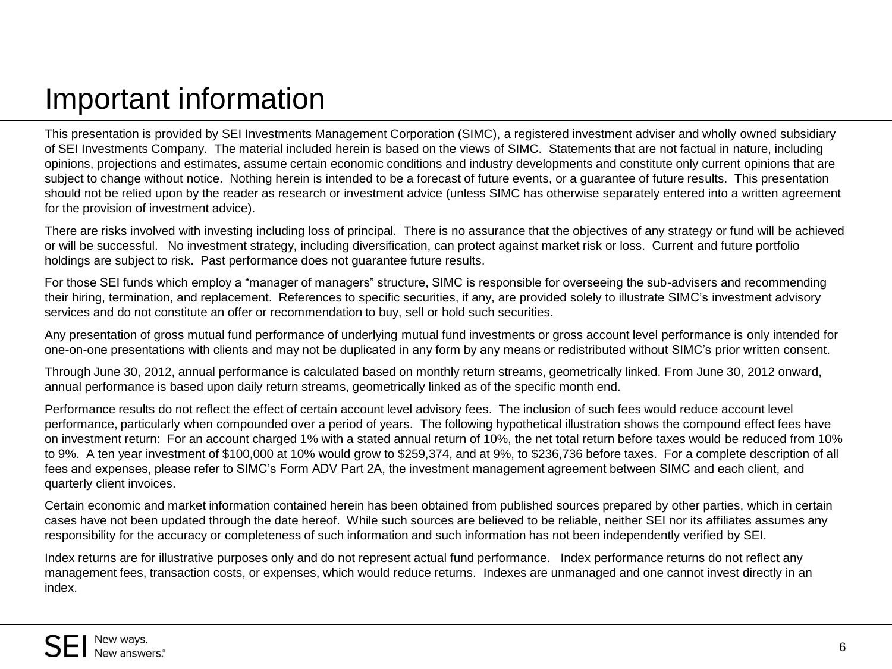# Important information

This presentation is provided by SEI Investments Management Corporation (SIMC), a registered investment adviser and wholly owned subsidiary of SEI Investments Company. The material included herein is based on the views of SIMC. Statements that are not factual in nature, including opinions, projections and estimates, assume certain economic conditions and industry developments and constitute only current opinions that are subject to change without notice. Nothing herein is intended to be a forecast of future events, or a guarantee of future results. This presentation should not be relied upon by the reader as research or investment advice (unless SIMC has otherwise separately entered into a written agreement for the provision of investment advice).

There are risks involved with investing including loss of principal. There is no assurance that the objectives of any strategy or fund will be achieved or will be successful. No investment strategy, including diversification, can protect against market risk or loss. Current and future portfolio holdings are subject to risk. Past performance does not guarantee future results.

For those SEI funds which employ a "manager of managers" structure, SIMC is responsible for overseeing the sub-advisers and recommending their hiring, termination, and replacement. References to specific securities, if any, are provided solely to illustrate SIMC's investment advisory services and do not constitute an offer or recommendation to buy, sell or hold such securities.

Any presentation of gross mutual fund performance of underlying mutual fund investments or gross account level performance is only intended for one-on-one presentations with clients and may not be duplicated in any form by any means or redistributed without SIMC's prior written consent.

Through June 30, 2012, annual performance is calculated based on monthly return streams, geometrically linked. From June 30, 2012 onward, annual performance is based upon daily return streams, geometrically linked as of the specific month end.

Performance results do not reflect the effect of certain account level advisory fees. The inclusion of such fees would reduce account level performance, particularly when compounded over a period of years. The following hypothetical illustration shows the compound effect fees have on investment return: For an account charged 1% with a stated annual return of 10%, the net total return before taxes would be reduced from 10% to 9%. A ten year investment of $100,000 at 10% would grow to $259,374, and at 9%, to $236,736 before taxes. For a complete description of all fees and expenses, please refer to SIMC's Form ADV Part 2A, the investment management agreement between SIMC and each client, and quarterly client invoices.

Certain economic and market information contained herein has been obtained from published sources prepared by other parties, which in certain cases have not been updated through the date hereof. While such sources are believed to be reliable, neither SEI nor its affiliates assumes any responsibility for the accuracy or completeness of such information and such information has not been independently verified by SEI.

Index returns are for illustrative purposes only and do not represent actual fund performance. Index performance returns do not reflect any management fees, transaction costs, or expenses, which would reduce returns. Indexes are unmanaged and one cannot invest directly in an index.

SEI New ways. New answers.®